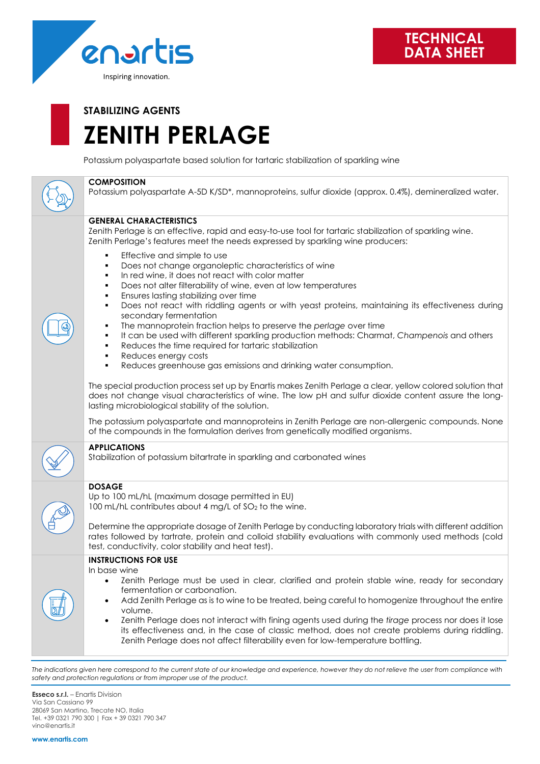enartis

Inspiring innovation.

TECHNICAL DATA SHEET

STABILIZING AGENTS

# ZENITH PERLAGE

Potassium polyaspartate based solution for tartaric stabilization of sparkling wine

## COMPOSITION

Potassium polyaspartate A-5D K/SD*, mannoproteins, sulfur dioxide (approx. 0.4%), demineralized water.

## GENERAL CHARACTERISTICS

Zenith Perlage is an effective, rapid and easy-to-use tool for tartaric stabilization of sparkling wine. Zenith Perlage's features meet the needs expressed by sparkling wine producers:

- Effective and simple to use
- Does not change organoleptic characteristics of wine
- In red wine, it does not react with color matter
- Does not alter filterability of wine, even at low temperatures
- Ensures lasting stabilizing over time
- Does not react with riddling agents or with yeast proteins, maintaining its effectiveness during secondary fermentation
- The mannoprotein fraction helps to preserve the *perlage* over time
- It can be used with different sparkling production methods: Charmat, *Champenois* and others
- Reduces the time required for tartaric stabilization
- Reduces energy costs
- Reduces greenhouse gas emissions and drinking water consumption.

The special production process set up by Enartis makes Zenith Perlage a clear, yellow colored solution that does not change visual characteristics of wine. The low pH and sulfur dioxide content assure the long-lasting microbiological stability of the solution.

The potassium polyaspartate and mannoproteins in Zenith Perlage are non-allergenic compounds. None of the compounds in the formulation derives from genetically modified organisms.

## APPLICATIONS

Stabilization of potassium bitartrate in sparkling and carbonated wines

## DOSAGE

Up to 100 mL/hL (maximum dosage permitted in EU)
100 mL/hL contributes about 4 mg/L of $SO_2$ to the wine.

Determine the appropriate dosage of Zenith Perlage by conducting laboratory trials with different addition rates followed by tartrate, protein and colloid stability evaluations with commonly used methods (cold test, conductivity, color stability and heat test).

## INSTRUCTIONS FOR USE

In base wine

- Zenith Perlage must be used in clear, clarified and protein stable wine, ready for secondary fermentation or carbonation.
- Add Zenith Perlage as is to wine to be treated, being careful to homogenize throughout the entire volume.
- Zenith Perlage does not interact with fining agents used during the *tirage* process nor does it lose its effectiveness and, in the case of classic method, does not create problems during riddling. Zenith Perlage does not affect filterability even for low-temperature bottling.

*The indications given here correspond to the current state of our knowledge and experience, however they do not relieve the user from compliance with safety and protection regulations or from improper use of the product.*

**Esseco s.r.l.** – Enartis Division
Via San Cassiano 99
28069 San Martino, Trecate NO, Italia
Tel. +39 0321 790 300 | Fax + 39 0321 790 347
vino@enartis.it

**www.enartis.com**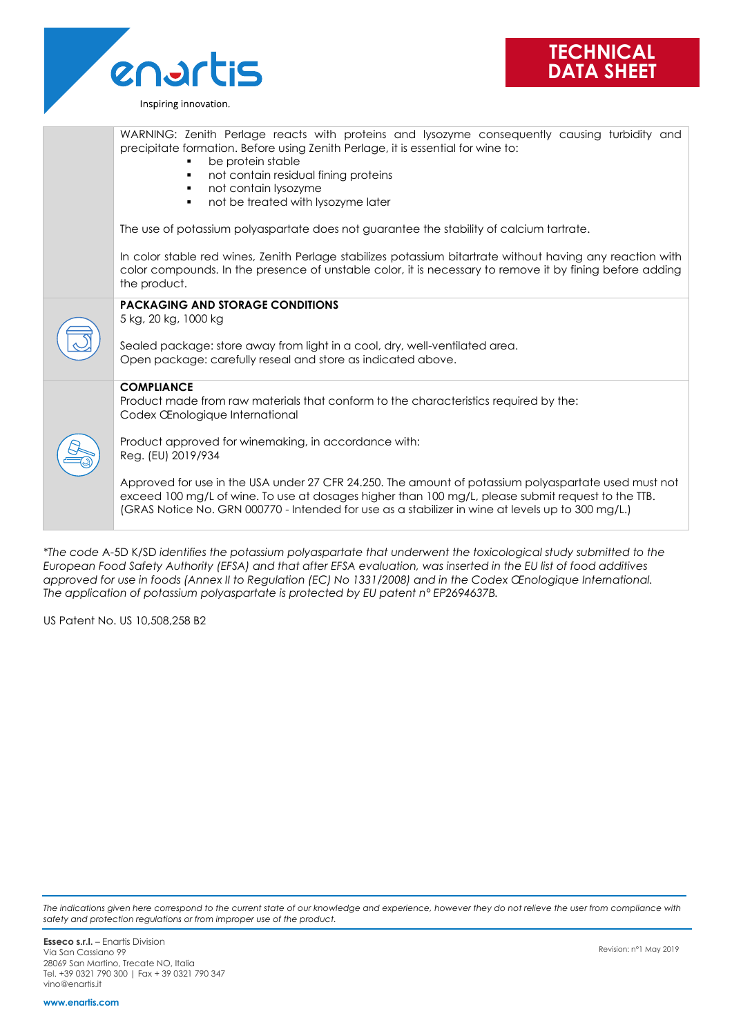WARNING: Zenith Perlage reacts with proteins and lysozyme consequently causing turbidity and precipitate formation. Before using Zenith Perlage, it is essential for wine to:

- be protein stable
- not contain residual fining proteins
- not contain lysozyme
- not be treated with lysozyme later

The use of potassium polyaspartate does not guarantee the stability of calcium tartrate.

In color stable red wines, Zenith Perlage stabilizes potassium bitartrate without having any reaction with color compounds. In the presence of unstable color, it is necessary to remove it by fining before adding the product.

**PACKAGING AND STORAGE CONDITIONS**

5 kg, 20 kg, 1000 kg

Sealed package: store away from light in a cool, dry, well-ventilated area.
Open package: carefully reseal and store as indicated above.

**COMPLIANCE**

Product made from raw materials that conform to the characteristics required by the:
Codex Œnologique International

Product approved for winemaking, in accordance with:
Reg. (EU) 2019/934

Approved for use in the USA under 27 CFR 24.250. The amount of potassium polyaspartate used must not exceed 100 mg/L of wine. To use at dosages higher than 100 mg/L, please submit request to the TTB. (GRAS Notice No. GRN 000770 - Intended for use as a stabilizer in wine at levels up to 300 mg/L.)

*\*The code A-5D K/SD identifies the potassium polyaspartate that underwent the toxicological study submitted to the European Food Safety Authority (EFSA) and that after EFSA evaluation, was inserted in the EU list of food additives approved for use in foods (Annex II to Regulation (EC) No 1331/2008) and in the Codex Œnologique International. The application of potassium polyaspartate is protected by EU patent n° EP2694637B.*

US Patent No. US 10,508,258 B2

*The indications given here correspond to the current state of our knowledge and experience, however they do not relieve the user from compliance with safety and protection regulations or from improper use of the product.*

**Esseco s.r.l.** – Enartis Division
Via San Cassiano 99
28069 San Martino, Trecate NO, Italia
Tel. +39 0321 790 300 | Fax + 39 0321 790 347
vino@enartis.it

Revision: n°1 May 2019

**www.enartis.com**